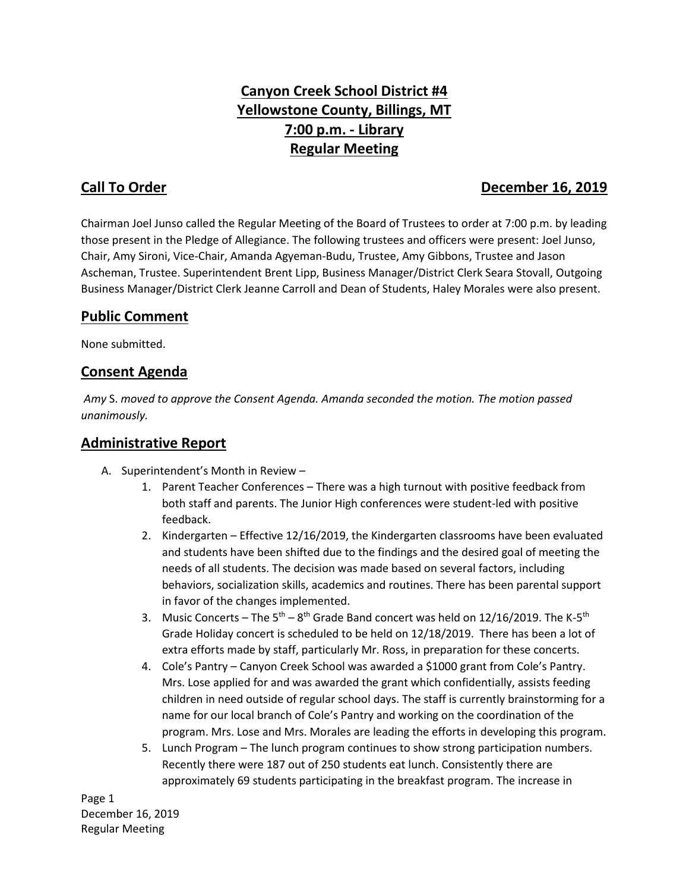# Canyon Creek School District #4
# Yellowstone County, Billings, MT
# 7:00 p.m. - Library
# Regular Meeting

## Call To Order — December 16, 2019

Chairman Joel Junso called the Regular Meeting of the Board of Trustees to order at 7:00 p.m. by leading those present in the Pledge of Allegiance. The following trustees and officers were present: Joel Junso, Chair, Amy Sironi, Vice-Chair, Amanda Agyeman-Budu, Trustee, Amy Gibbons, Trustee and Jason Ascheman, Trustee. Superintendent Brent Lipp, Business Manager/District Clerk Seara Stovall, Outgoing Business Manager/District Clerk Jeanne Carroll and Dean of Students, Haley Morales were also present.

## Public Comment

None submitted.

## Consent Agenda

*Amy* S. *moved to approve the Consent Agenda. Amanda seconded the motion. The motion passed unanimously.*

## Administrative Report

A. Superintendent's Month in Review –

1. Parent Teacher Conferences – There was a high turnout with positive feedback from both staff and parents. The Junior High conferences were student-led with positive feedback.
2. Kindergarten – Effective 12/16/2019, the Kindergarten classrooms have been evaluated and students have been shifted due to the findings and the desired goal of meeting the needs of all students. The decision was made based on several factors, including behaviors, socialization skills, academics and routines. There has been parental support in favor of the changes implemented.
3. Music Concerts – The 5th – 8th Grade Band concert was held on 12/16/2019. The K-5th Grade Holiday concert is scheduled to be held on 12/18/2019. There has been a lot of extra efforts made by staff, particularly Mr. Ross, in preparation for these concerts.
4. Cole's Pantry – Canyon Creek School was awarded a $1000 grant from Cole's Pantry. Mrs. Lose applied for and was awarded the grant which confidentially, assists feeding children in need outside of regular school days. The staff is currently brainstorming for a name for our local branch of Cole's Pantry and working on the coordination of the program. Mrs. Lose and Mrs. Morales are leading the efforts in developing this program.
5. Lunch Program – The lunch program continues to show strong participation numbers. Recently there were 187 out of 250 students eat lunch. Consistently there are approximately 69 students participating in the breakfast program. The increase in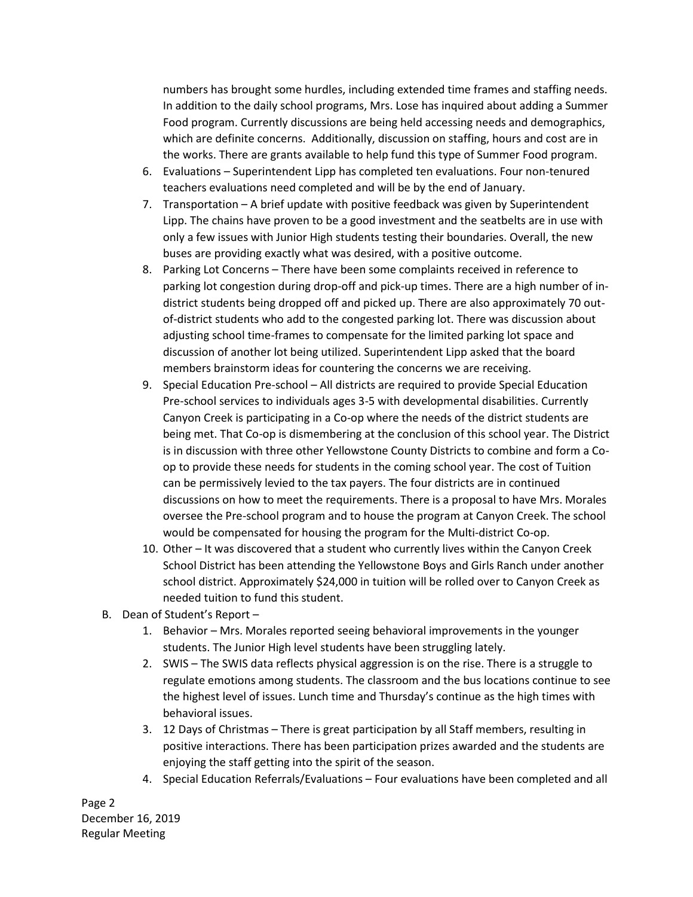numbers has brought some hurdles, including extended time frames and staffing needs. In addition to the daily school programs, Mrs. Lose has inquired about adding a Summer Food program. Currently discussions are being held accessing needs and demographics, which are definite concerns. Additionally, discussion on staffing, hours and cost are in the works. There are grants available to help fund this type of Summer Food program.

6. Evaluations – Superintendent Lipp has completed ten evaluations. Four non-tenured teachers evaluations need completed and will be by the end of January.
7. Transportation – A brief update with positive feedback was given by Superintendent Lipp. The chains have proven to be a good investment and the seatbelts are in use with only a few issues with Junior High students testing their boundaries. Overall, the new buses are providing exactly what was desired, with a positive outcome.
8. Parking Lot Concerns – There have been some complaints received in reference to parking lot congestion during drop-off and pick-up times. There are a high number of in-district students being dropped off and picked up. There are also approximately 70 out-of-district students who add to the congested parking lot. There was discussion about adjusting school time-frames to compensate for the limited parking lot space and discussion of another lot being utilized. Superintendent Lipp asked that the board members brainstorm ideas for countering the concerns we are receiving.
9. Special Education Pre-school – All districts are required to provide Special Education Pre-school services to individuals ages 3-5 with developmental disabilities. Currently Canyon Creek is participating in a Co-op where the needs of the district students are being met. That Co-op is dismembering at the conclusion of this school year. The District is in discussion with three other Yellowstone County Districts to combine and form a Co-op to provide these needs for students in the coming school year. The cost of Tuition can be permissively levied to the tax payers. The four districts are in continued discussions on how to meet the requirements. There is a proposal to have Mrs. Morales oversee the Pre-school program and to house the program at Canyon Creek. The school would be compensated for housing the program for the Multi-district Co-op.
10. Other – It was discovered that a student who currently lives within the Canyon Creek School District has been attending the Yellowstone Boys and Girls Ranch under another school district. Approximately $24,000 in tuition will be rolled over to Canyon Creek as needed tuition to fund this student.

B. Dean of Student's Report –

1. Behavior – Mrs. Morales reported seeing behavioral improvements in the younger students. The Junior High level students have been struggling lately.
2. SWIS – The SWIS data reflects physical aggression is on the rise. There is a struggle to regulate emotions among students. The classroom and the bus locations continue to see the highest level of issues. Lunch time and Thursday's continue as the high times with behavioral issues.
3. 12 Days of Christmas – There is great participation by all Staff members, resulting in positive interactions. There has been participation prizes awarded and the students are enjoying the staff getting into the spirit of the season.
4. Special Education Referrals/Evaluations – Four evaluations have been completed and all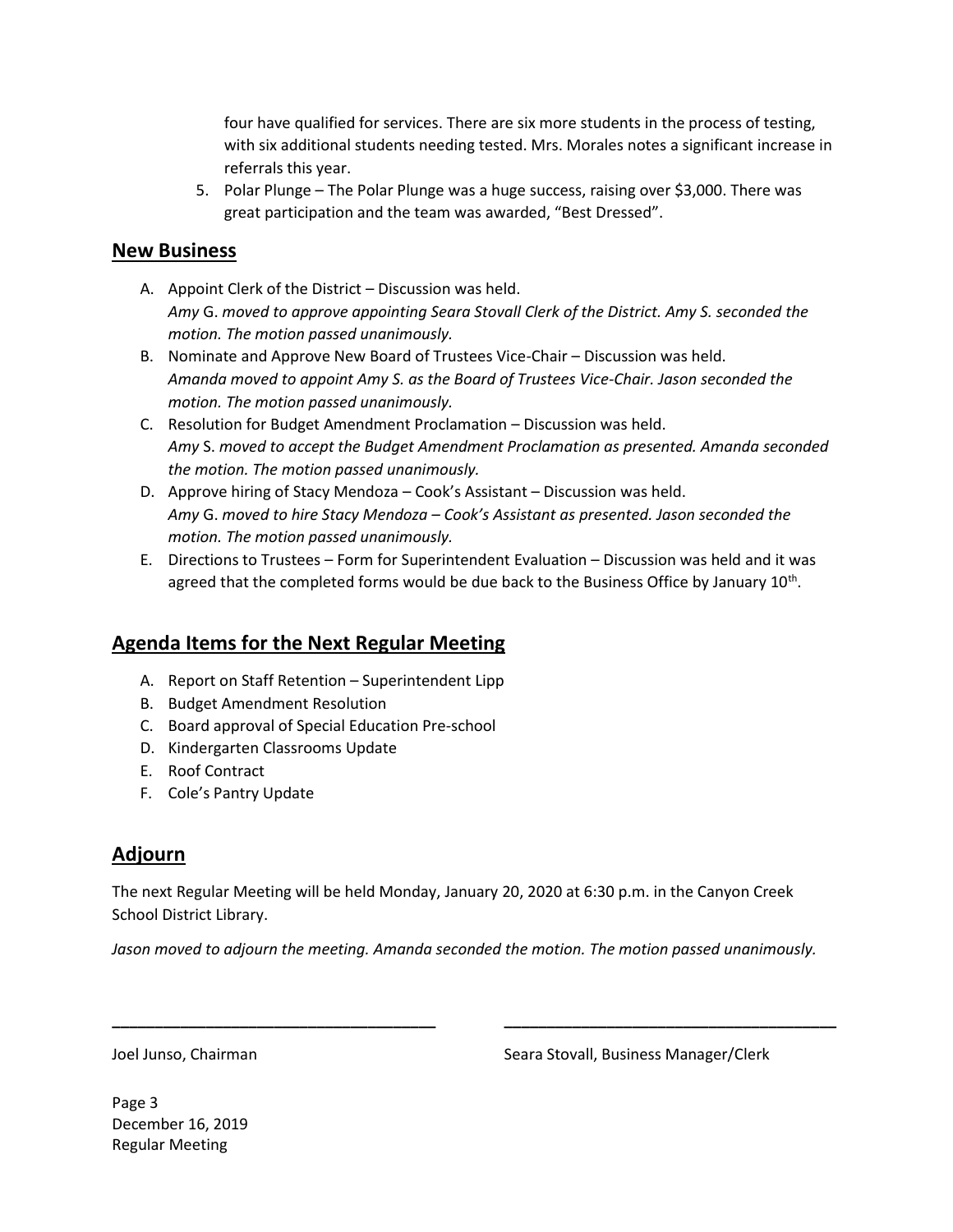four have qualified for services. There are six more students in the process of testing, with six additional students needing tested. Mrs. Morales notes a significant increase in referrals this year.

5. Polar Plunge – The Polar Plunge was a huge success, raising over $3,000. There was great participation and the team was awarded, "Best Dressed".

## New Business

A. Appoint Clerk of the District – Discussion was held.
   *Amy* G. *moved to approve appointing Seara Stovall Clerk of the District. Amy S. seconded the motion. The motion passed unanimously.*
B. Nominate and Approve New Board of Trustees Vice-Chair – Discussion was held.
   *Amanda moved to appoint Amy S. as the Board of Trustees Vice-Chair. Jason seconded the motion. The motion passed unanimously.*
C. Resolution for Budget Amendment Proclamation – Discussion was held.
   *Amy* S. *moved to accept the Budget Amendment Proclamation as presented. Amanda seconded the motion. The motion passed unanimously.*
D. Approve hiring of Stacy Mendoza – Cook's Assistant – Discussion was held.
   *Amy* G. *moved to hire Stacy Mendoza – Cook's Assistant as presented. Jason seconded the motion. The motion passed unanimously.*
E. Directions to Trustees – Form for Superintendent Evaluation – Discussion was held and it was agreed that the completed forms would be due back to the Business Office by January 10th.

## Agenda Items for the Next Regular Meeting

A. Report on Staff Retention – Superintendent Lipp
B. Budget Amendment Resolution
C. Board approval of Special Education Pre-school
D. Kindergarten Classrooms Update
E. Roof Contract
F. Cole's Pantry Update

## Adjourn

The next Regular Meeting will be held Monday, January 20, 2020 at 6:30 p.m. in the Canyon Creek School District Library.

*Jason moved to adjourn the meeting. Amanda seconded the motion. The motion passed unanimously.*

\_\_\_\_\_\_\_\_\_\_\_\_\_\_\_\_\_\_\_\_\_\_\_\_\_\_\_\_\_\_\_\_\_\_\_\_
Joel Junso, Chairman

\_\_\_\_\_\_\_\_\_\_\_\_\_\_\_\_\_\_\_\_\_\_\_\_\_\_\_\_\_\_\_\_\_\_\_\_
Seara Stovall, Business Manager/Clerk

December 16, 2019
Regular Meeting